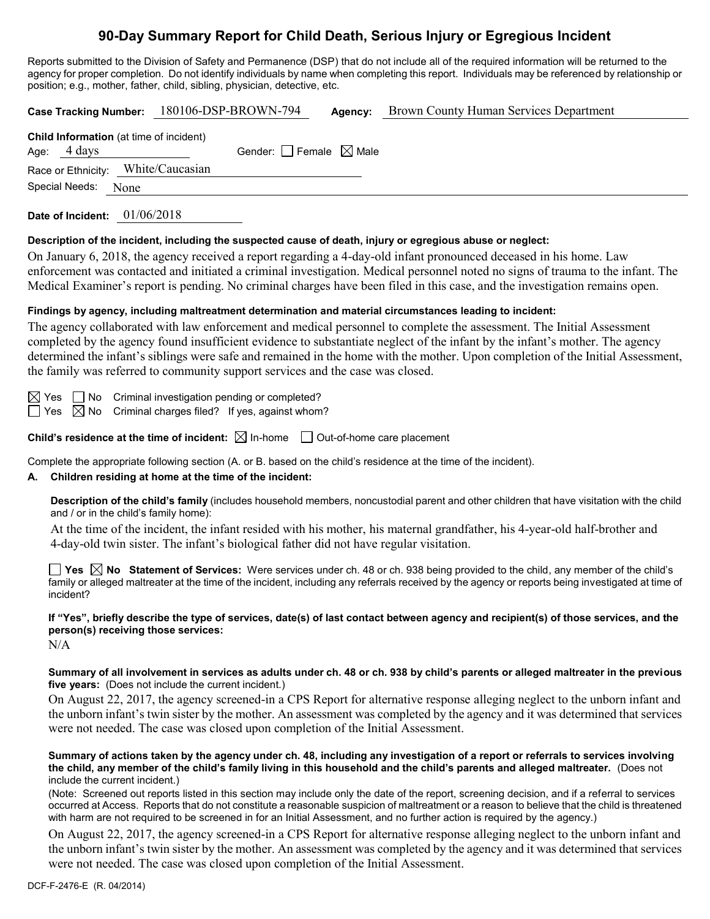# 90-Day Summary Report for Child Death, Serious Injury or Egregious Incident

Reports submitted to the Division of Safety and Permanence (DSP) that do not include all of the required information will be returned to the agency for proper completion. Do not identify individuals by name when completing this report. Individuals may be referenced by relationship or position; e.g., mother, father, child, sibling, physician, detective, etc.

**Case Tracking Number:** 180106-DSP-BROWN-794 **Agency:** Brown County Human Services Department

**Child Information** (at time of incident)

Age: 4 days Gender: ☐ Female ☒ Male

Race or Ethnicity: White/Caucasian

Special Needs: None

**Date of Incident:** 01/06/2018

**Description of the incident, including the suspected cause of death, injury or egregious abuse or neglect:**

On January 6, 2018, the agency received a report regarding a 4-day-old infant pronounced deceased in his home. Law enforcement was contacted and initiated a criminal investigation. Medical personnel noted no signs of trauma to the infant. The Medical Examiner's report is pending. No criminal charges have been filed in this case, and the investigation remains open.

**Findings by agency, including maltreatment determination and material circumstances leading to incident:**

The agency collaborated with law enforcement and medical personnel to complete the assessment. The Initial Assessment completed by the agency found insufficient evidence to substantiate neglect of the infant by the infant's mother. The agency determined the infant's siblings were safe and remained in the home with the mother. Upon completion of the Initial Assessment, the family was referred to community support services and the case was closed.

☒ Yes ☐ No Criminal investigation pending or completed?

☐ Yes ☒ No Criminal charges filed? If yes, against whom?

**Child's residence at the time of incident:** ☒ In-home ☐ Out-of-home care placement

Complete the appropriate following section (A. or B. based on the child's residence at the time of the incident).

**A. Children residing at home at the time of the incident:**

**Description of the child's family** (includes household members, noncustodial parent and other children that have visitation with the child and / or in the child's family home):

At the time of the incident, the infant resided with his mother, his maternal grandfather, his 4-year-old half-brother and 4-day-old twin sister. The infant's biological father did not have regular visitation.

☐ **Yes** ☒ **No Statement of Services:** Were services under ch. 48 or ch. 938 being provided to the child, any member of the child's family or alleged maltreater at the time of the incident, including any referrals received by the agency or reports being investigated at time of incident?

**If "Yes", briefly describe the type of services, date(s) of last contact between agency and recipient(s) of those services, and the person(s) receiving those services:**

N/A

**Summary of all involvement in services as adults under ch. 48 or ch. 938 by child's parents or alleged maltreater in the previous five years:** (Does not include the current incident.)

On August 22, 2017, the agency screened-in a CPS Report for alternative response alleging neglect to the unborn infant and the unborn infant's twin sister by the mother. An assessment was completed by the agency and it was determined that services were not needed. The case was closed upon completion of the Initial Assessment.

**Summary of actions taken by the agency under ch. 48, including any investigation of a report or referrals to services involving the child, any member of the child's family living in this household and the child's parents and alleged maltreater.** (Does not include the current incident.)

(Note: Screened out reports listed in this section may include only the date of the report, screening decision, and if a referral to services occurred at Access. Reports that do not constitute a reasonable suspicion of maltreatment or a reason to believe that the child is threatened with harm are not required to be screened in for an Initial Assessment, and no further action is required by the agency.)

On August 22, 2017, the agency screened-in a CPS Report for alternative response alleging neglect to the unborn infant and the unborn infant's twin sister by the mother. An assessment was completed by the agency and it was determined that services were not needed. The case was closed upon completion of the Initial Assessment.

DCF-F-2476-E (R. 04/2014)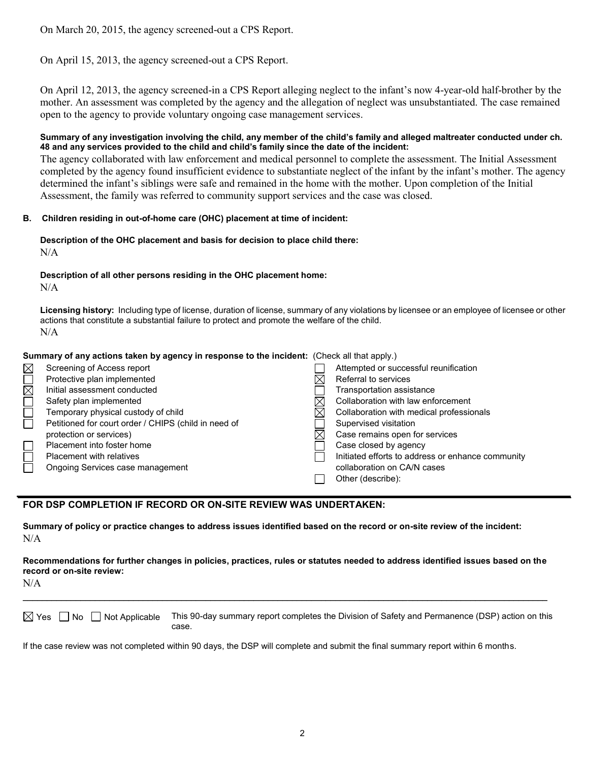On March 20, 2015, the agency screened-out a CPS Report.

On April 15, 2013, the agency screened-out a CPS Report.

On April 12, 2013, the agency screened-in a CPS Report alleging neglect to the infant's now 4-year-old half-brother by the mother. An assessment was completed by the agency and the allegation of neglect was unsubstantiated. The case remained open to the agency to provide voluntary ongoing case management services.

**Summary of any investigation involving the child, any member of the child's family and alleged maltreater conducted under ch. 48 and any services provided to the child and child's family since the date of the incident:**

The agency collaborated with law enforcement and medical personnel to complete the assessment. The Initial Assessment completed by the agency found insufficient evidence to substantiate neglect of the infant by the infant's mother. The agency determined the infant's siblings were safe and remained in the home with the mother. Upon completion of the Initial Assessment, the family was referred to community support services and the case was closed.

**B. Children residing in out-of-home care (OHC) placement at time of incident:**

**Description of the OHC placement and basis for decision to place child there:**

N/A

**Description of all other persons residing in the OHC placement home:**

N/A

**Licensing history:** Including type of license, duration of license, summary of any violations by licensee or an employee of licensee or other actions that constitute a substantial failure to protect and promote the welfare of the child.

N/A

**Summary of any actions taken by agency in response to the incident:** (Check all that apply.)

- ☒ Screening of Access report
- ☐ Protective plan implemented
- ☒ Initial assessment conducted
- ☐ Safety plan implemented
- ☐ Temporary physical custody of child
- ☐ Petitioned for court order / CHIPS (child in need of protection or services)
- ☐ Placement into foster home
- ☐ Placement with relatives
- ☐ Ongoing Services case management
- ☐ Attempted or successful reunification
- ☒ Referral to services
- ☐ Transportation assistance
- ☒ Collaboration with law enforcement
- ☒ Collaboration with medical professionals
- ☐ Supervised visitation
- ☒ Case remains open for services
- ☐ Case closed by agency
- ☐ Initiated efforts to address or enhance community collaboration on CA/N cases
- ☐ Other (describe):

## FOR DSP COMPLETION IF RECORD OR ON-SITE REVIEW WAS UNDERTAKEN:

**Summary of policy or practice changes to address issues identified based on the record or on-site review of the incident:**

N/A

**Recommendations for further changes in policies, practices, rules or statutes needed to address identified issues based on the record or on-site review:**

N/A

☒ Yes ☐ No ☐ Not Applicable This 90-day summary report completes the Division of Safety and Permanence (DSP) action on this case.

If the case review was not completed within 90 days, the DSP will complete and submit the final summary report within 6 months.